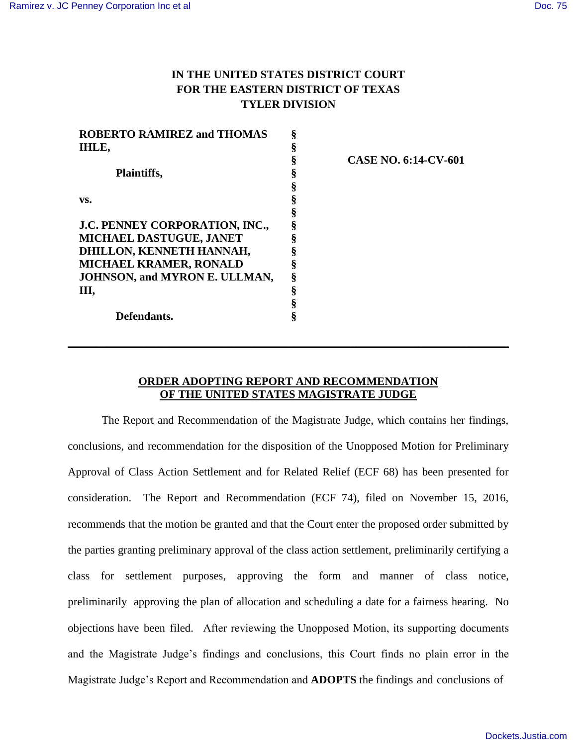**IN THE UNITED STATES DISTRICT COURT**
**FOR THE EASTERN DISTRICT OF TEXAS**
**TYLER DIVISION**

| | | |
|---|---|---|
| **ROBERTO RAMIREZ and THOMAS IHLE,** | § | |
| | § | **CASE NO. 6:14-CV-601** |
| **Plaintiffs,** | § | |
| | § | |
| **vs.** | § | |
| | § | |
| **J.C. PENNEY CORPORATION, INC., MICHAEL DASTUGUE, JANET DHILLON, KENNETH HANNAH, MICHAEL KRAMER, RONALD JOHNSON, and MYRON E. ULLMAN, III,** | § | |
| | § | |
| **Defendants.** | § | |

---

**ORDER ADOPTING REPORT AND RECOMMENDATION OF THE UNITED STATES MAGISTRATE JUDGE**

The Report and Recommendation of the Magistrate Judge, which contains her findings, conclusions, and recommendation for the disposition of the Unopposed Motion for Preliminary Approval of Class Action Settlement and for Related Relief (ECF 68) has been presented for consideration. The Report and Recommendation (ECF 74), filed on November 15, 2016, recommends that the motion be granted and that the Court enter the proposed order submitted by the parties granting preliminary approval of the class action settlement, preliminarily certifying a class for settlement purposes, approving the form and manner of class notice, preliminarily approving the plan of allocation and scheduling a date for a fairness hearing. No objections have been filed. After reviewing the Unopposed Motion, its supporting documents and the Magistrate Judge's findings and conclusions, this Court finds no plain error in the Magistrate Judge's Report and Recommendation and **ADOPTS** the findings and conclusions of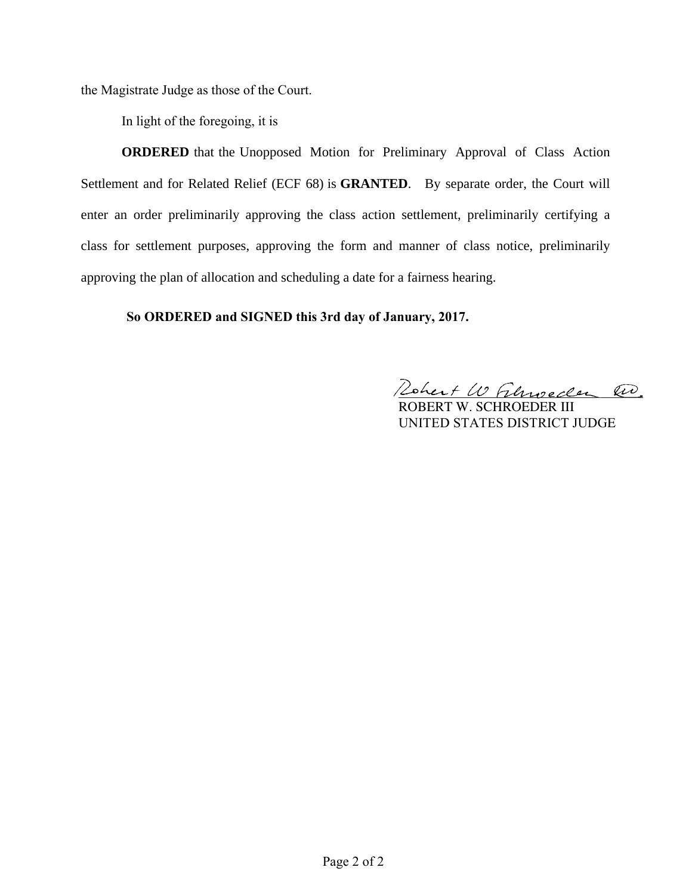the Magistrate Judge as those of the Court.

In light of the foregoing, it is

**ORDERED** that the Unopposed Motion for Preliminary Approval of Class Action Settlement and for Related Relief (ECF 68) is **GRANTED**. By separate order, the Court will enter an order preliminarily approving the class action settlement, preliminarily certifying a class for settlement purposes, approving the form and manner of class notice, preliminarily approving the plan of allocation and scheduling a date for a fairness hearing.

**So ORDERED and SIGNED this 3rd day of January, 2017.**

Robert W Schroeder III

ROBERT W. SCHROEDER III
UNITED STATES DISTRICT JUDGE